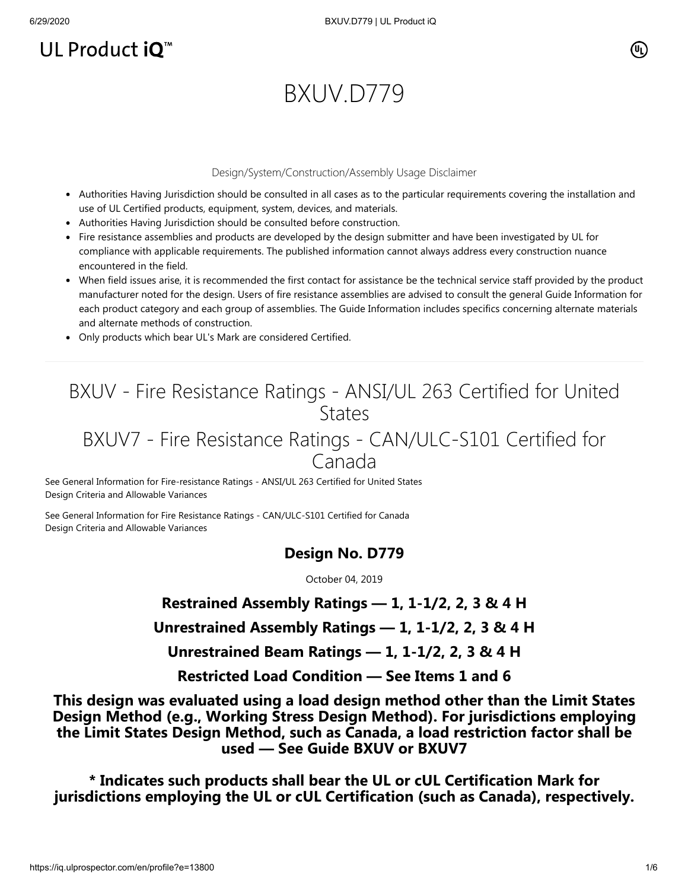UL Product iQ™

# BXUV.D779

Design/System/Construction/Assembly Usage Disclaimer

- Authorities Having Jurisdiction should be consulted in all cases as to the particular requirements covering the installation and use of UL Certified products, equipment, system, devices, and materials.
- Authorities Having Jurisdiction should be consulted before construction.
- Fire resistance assemblies and products are developed by the design submitter and have been investigated by UL for compliance with applicable requirements. The published information cannot always address every construction nuance encountered in the field.
- When field issues arise, it is recommended the first contact for assistance be the technical service staff provided by the product manufacturer noted for the design. Users of fire resistance assemblies are advised to consult the general Guide Information for each product category and each group of assemblies. The Guide Information includes specifics concerning alternate materials and alternate methods of construction.
- Only products which bear UL's Mark are considered Certified.

## BXUV - Fire Resistance Ratings - ANSI/UL 263 Certified for United States

## BXUV7 - Fire Resistance Ratings - CAN/ULC-S101 Certified for Canada

See General Information for Fire-resistance Ratings - ANSI/UL 263 Certified for United States
Design Criteria and Allowable Variances

See General Information for Fire Resistance Ratings - CAN/ULC-S101 Certified for Canada
Design Criteria and Allowable Variances

### Design No. D779

October 04, 2019

**Restrained Assembly Ratings — 1, 1-1/2, 2, 3 & 4 H**

**Unrestrained Assembly Ratings — 1, 1-1/2, 2, 3 & 4 H**

**Unrestrained Beam Ratings — 1, 1-1/2, 2, 3 & 4 H**

**Restricted Load Condition — See Items 1 and 6**

**This design was evaluated using a load design method other than the Limit States Design Method (e.g., Working Stress Design Method). For jurisdictions employing the Limit States Design Method, such as Canada, a load restriction factor shall be used — See Guide BXUV or BXUV7**

**\* Indicates such products shall bear the UL or cUL Certification Mark for jurisdictions employing the UL or cUL Certification (such as Canada), respectively.**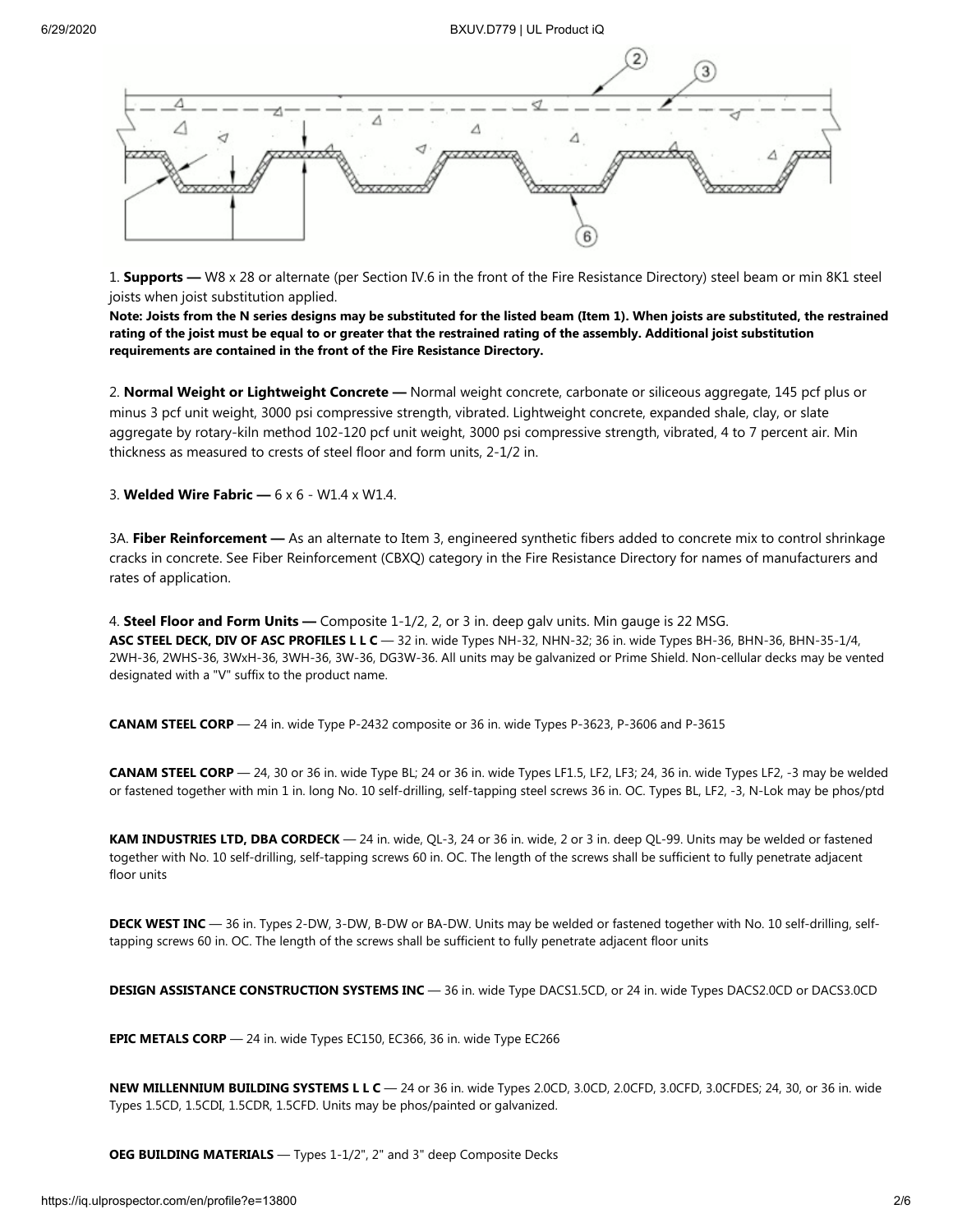1. **Supports —** W8 x 28 or alternate (per Section IV.6 in the front of the Fire Resistance Directory) steel beam or min 8K1 steel joists when joist substitution applied.

**Note: Joists from the N series designs may be substituted for the listed beam (Item 1). When joists are substituted, the restrained rating of the joist must be equal to or greater that the restrained rating of the assembly. Additional joist substitution requirements are contained in the front of the Fire Resistance Directory.**

2. **Normal Weight or Lightweight Concrete —** Normal weight concrete, carbonate or siliceous aggregate, 145 pcf plus or minus 3 pcf unit weight, 3000 psi compressive strength, vibrated. Lightweight concrete, expanded shale, clay, or slate aggregate by rotary-kiln method 102-120 pcf unit weight, 3000 psi compressive strength, vibrated, 4 to 7 percent air. Min thickness as measured to crests of steel floor and form units, 2-1/2 in.

3. **Welded Wire Fabric —** 6 x 6 - W1.4 x W1.4.

3A. **Fiber Reinforcement —** As an alternate to Item 3, engineered synthetic fibers added to concrete mix to control shrinkage cracks in concrete. See Fiber Reinforcement (CBXQ) category in the Fire Resistance Directory for names of manufacturers and rates of application.

4. **Steel Floor and Form Units —** Composite 1-1/2, 2, or 3 in. deep galv units. Min gauge is 22 MSG.

**ASC STEEL DECK, DIV OF ASC PROFILES L L C** — 32 in. wide Types NH-32, NHN-32; 36 in. wide Types BH-36, BHN-36, BHN-35-1/4, 2WH-36, 2WHS-36, 3WxH-36, 3WH-36, 3W-36, DG3W-36. All units may be galvanized or Prime Shield. Non-cellular decks may be vented designated with a "V" suffix to the product name.

**CANAM STEEL CORP** — 24 in. wide Type P-2432 composite or 36 in. wide Types P-3623, P-3606 and P-3615

**CANAM STEEL CORP** — 24, 30 or 36 in. wide Type BL; 24 or 36 in. wide Types LF1.5, LF2, LF3; 24, 36 in. wide Types LF2, -3 may be welded or fastened together with min 1 in. long No. 10 self-drilling, self-tapping steel screws 36 in. OC. Types BL, LF2, -3, N-Lok may be phos/ptd

**KAM INDUSTRIES LTD, DBA CORDECK** — 24 in. wide, QL-3, 24 or 36 in. wide, 2 or 3 in. deep QL-99. Units may be welded or fastened together with No. 10 self-drilling, self-tapping screws 60 in. OC. The length of the screws shall be sufficient to fully penetrate adjacent floor units

**DECK WEST INC** — 36 in. Types 2-DW, 3-DW, B-DW or BA-DW. Units may be welded or fastened together with No. 10 self-drilling, self-tapping screws 60 in. OC. The length of the screws shall be sufficient to fully penetrate adjacent floor units

**DESIGN ASSISTANCE CONSTRUCTION SYSTEMS INC** — 36 in. wide Type DACS1.5CD, or 24 in. wide Types DACS2.0CD or DACS3.0CD

**EPIC METALS CORP** — 24 in. wide Types EC150, EC366, 36 in. wide Type EC266

**NEW MILLENNIUM BUILDING SYSTEMS L L C** — 24 or 36 in. wide Types 2.0CD, 3.0CD, 2.0CFD, 3.0CFD, 3.0CFDES; 24, 30, or 36 in. wide Types 1.5CD, 1.5CDI, 1.5CDR, 1.5CFD. Units may be phos/painted or galvanized.

**OEG BUILDING MATERIALS** — Types 1-1/2", 2" and 3" deep Composite Decks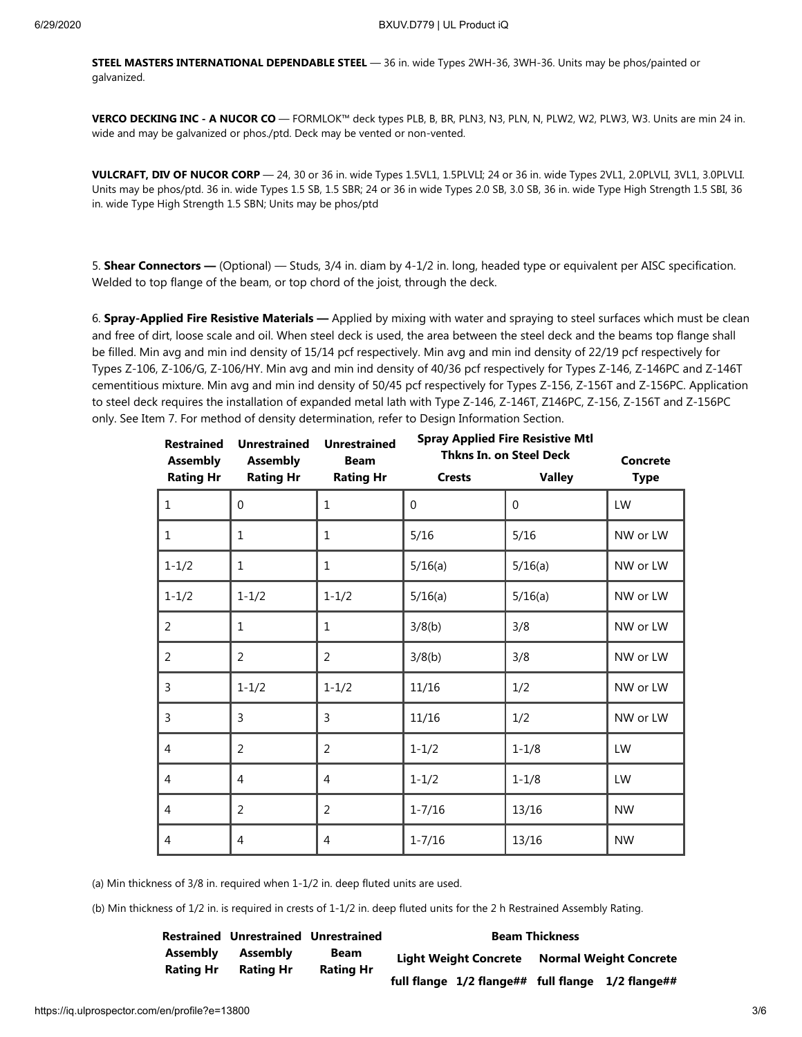**STEEL MASTERS INTERNATIONAL DEPENDABLE STEEL** — 36 in. wide Types 2WH-36, 3WH-36. Units may be phos/painted or galvanized.

**VERCO DECKING INC - A NUCOR CO** — FORMLOK™ deck types PLB, B, BR, PLN3, N3, PLN, N, PLW2, W2, PLW3, W3. Units are min 24 in. wide and may be galvanized or phos./ptd. Deck may be vented or non-vented.

**VULCRAFT, DIV OF NUCOR CORP** — 24, 30 or 36 in. wide Types 1.5VL1, 1.5PLVLI; 24 or 36 in. wide Types 2VL1, 2.0PLVLI, 3VL1, 3.0PLVLI. Units may be phos/ptd. 36 in. wide Types 1.5 SB, 1.5 SBR; 24 or 36 in wide Types 2.0 SB, 3.0 SB, 36 in. wide Type High Strength 1.5 SBI, 36 in. wide Type High Strength 1.5 SBN; Units may be phos/ptd

5. **Shear Connectors —** (Optional) — Studs, 3/4 in. diam by 4-1/2 in. long, headed type or equivalent per AISC specification. Welded to top flange of the beam, or top chord of the joist, through the deck.

6. **Spray-Applied Fire Resistive Materials —** Applied by mixing with water and spraying to steel surfaces which must be clean and free of dirt, loose scale and oil. When steel deck is used, the area between the steel deck and the beams top flange shall be filled. Min avg and min ind density of 15/14 pcf respectively. Min avg and min ind density of 22/19 pcf respectively for Types Z-106, Z-106/G, Z-106/HY. Min avg and min ind density of 40/36 pcf respectively for Types Z-146, Z-146PC and Z-146T cementitious mixture. Min avg and min ind density of 50/45 pcf respectively for Types Z-156, Z-156T and Z-156PC. Application to steel deck requires the installation of expanded metal lath with Type Z-146, Z-146T, Z146PC, Z-156, Z-156T and Z-156PC only. See Item 7. For method of density determination, refer to Design Information Section.

| Restrained Assembly Rating Hr | Unrestrained Assembly Rating Hr | Unrestrained Beam Rating Hr | Spray Applied Fire Resistive Mtl Thkns In. on Steel Deck | | Concrete Type |
|---|---|---|---|---|---|
| | | | Crests | Valley | |
| 1 | 0 | 1 | 0 | 0 | LW |
| 1 | 1 | 1 | 5/16 | 5/16 | NW or LW |
| 1-1/2 | 1 | 1 | 5/16(a) | 5/16(a) | NW or LW |
| 1-1/2 | 1-1/2 | 1-1/2 | 5/16(a) | 5/16(a) | NW or LW |
| 2 | 1 | 1 | 3/8(b) | 3/8 | NW or LW |
| 2 | 2 | 2 | 3/8(b) | 3/8 | NW or LW |
| 3 | 1-1/2 | 1-1/2 | 11/16 | 1/2 | NW or LW |
| 3 | 3 | 3 | 11/16 | 1/2 | NW or LW |
| 4 | 2 | 2 | 1-1/2 | 1-1/8 | LW |
| 4 | 4 | 4 | 1-1/2 | 1-1/8 | LW |
| 4 | 2 | 2 | 1-7/16 | 13/16 | NW |
| 4 | 4 | 4 | 1-7/16 | 13/16 | NW |

(a) Min thickness of 3/8 in. required when 1-1/2 in. deep fluted units are used.

(b) Min thickness of 1/2 in. is required in crests of 1-1/2 in. deep fluted units for the 2 h Restrained Assembly Rating.

| Restrained Assembly Rating Hr | Unrestrained Assembly Rating Hr | Unrestrained Beam Rating Hr | Beam Thickness | | | |
|---|---|---|---|---|---|---|
| | | | Light Weight Concrete | | Normal Weight Concrete | |
| | | | full flange | 1/2 flange## | full flange | 1/2 flange## |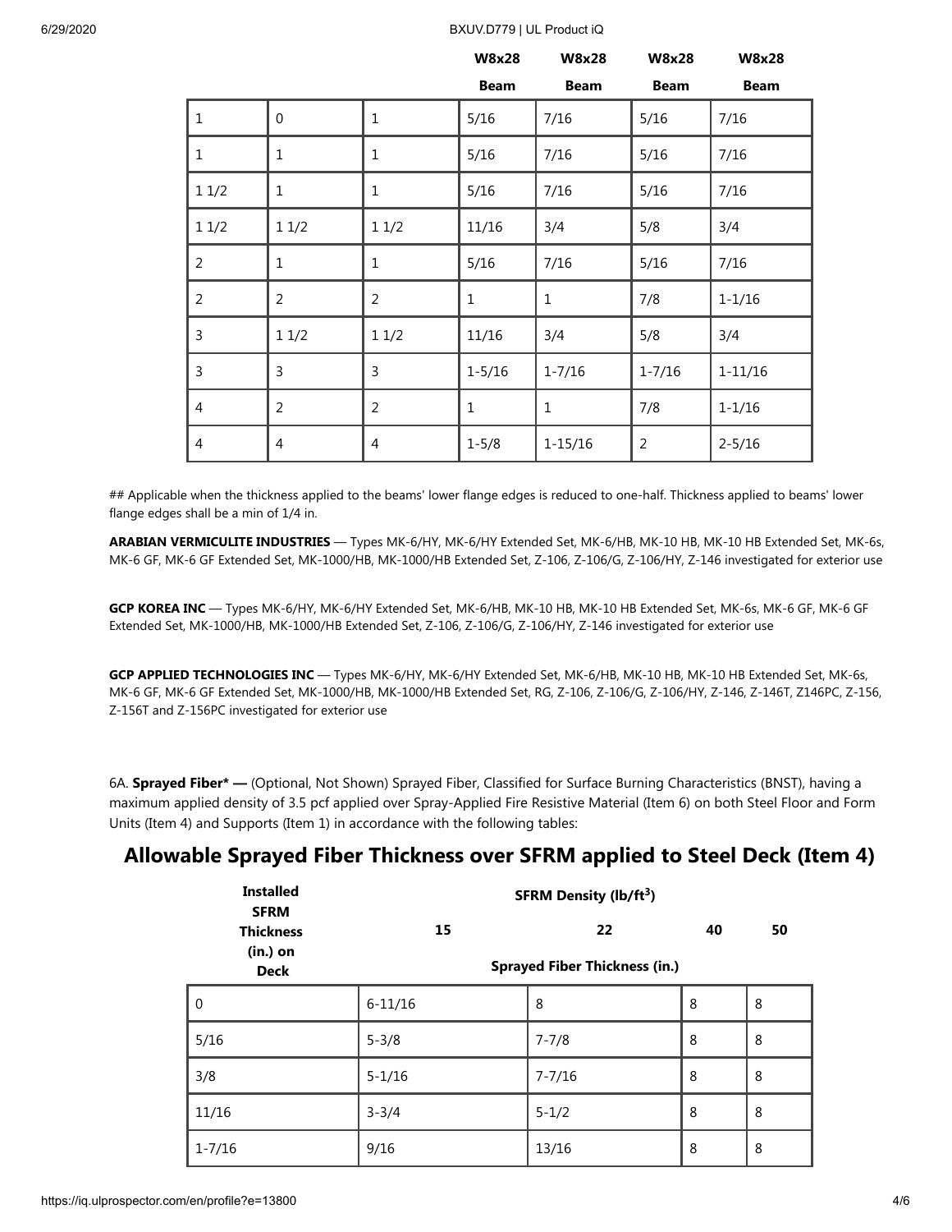| | | | W8x28 Beam | W8x28 Beam | W8x28 Beam | W8x28 Beam |
|---|---|---|---|---|---|---|
| 1 | 0 | 1 | 5/16 | 7/16 | 5/16 | 7/16 |
| 1 | 1 | 1 | 5/16 | 7/16 | 5/16 | 7/16 |
| 1 1/2 | 1 | 1 | 5/16 | 7/16 | 5/16 | 7/16 |
| 1 1/2 | 1 1/2 | 1 1/2 | 11/16 | 3/4 | 5/8 | 3/4 |
| 2 | 1 | 1 | 5/16 | 7/16 | 5/16 | 7/16 |
| 2 | 2 | 2 | 1 | 1 | 7/8 | 1-1/16 |
| 3 | 1 1/2 | 1 1/2 | 11/16 | 3/4 | 5/8 | 3/4 |
| 3 | 3 | 3 | 1-5/16 | 1-7/16 | 1-7/16 | 1-11/16 |
| 4 | 2 | 2 | 1 | 1 | 7/8 | 1-1/16 |
| 4 | 4 | 4 | 1-5/8 | 1-15/16 | 2 | 2-5/16 |

## Applicable when the thickness applied to the beams' lower flange edges is reduced to one-half. Thickness applied to beams' lower flange edges shall be a min of 1/4 in.

**ARABIAN VERMICULITE INDUSTRIES** — Types MK-6/HY, MK-6/HY Extended Set, MK-6/HB, MK-10 HB, MK-10 HB Extended Set, MK-6s, MK-6 GF, MK-6 GF Extended Set, MK-1000/HB, MK-1000/HB Extended Set, Z-106, Z-106/G, Z-106/HY, Z-146 investigated for exterior use

**GCP KOREA INC** — Types MK-6/HY, MK-6/HY Extended Set, MK-6/HB, MK-10 HB, MK-10 HB Extended Set, MK-6s, MK-6 GF, MK-6 GF Extended Set, MK-1000/HB, MK-1000/HB Extended Set, Z-106, Z-106/G, Z-106/HY, Z-146 investigated for exterior use

**GCP APPLIED TECHNOLOGIES INC** — Types MK-6/HY, MK-6/HY Extended Set, MK-6/HB, MK-10 HB, MK-10 HB Extended Set, MK-6s, MK-6 GF, MK-6 GF Extended Set, MK-1000/HB, MK-1000/HB Extended Set, RG, Z-106, Z-106/G, Z-106/HY, Z-146, Z-146T, Z146PC, Z-156, Z-156T and Z-156PC investigated for exterior use

6A. **Sprayed Fiber* —** (Optional, Not Shown) Sprayed Fiber, Classified for Surface Burning Characteristics (BNST), having a maximum applied density of 3.5 pcf applied over Spray-Applied Fire Resistive Material (Item 6) on both Steel Floor and Form Units (Item 4) and Supports (Item 1) in accordance with the following tables:

## Allowable Sprayed Fiber Thickness over SFRM applied to Steel Deck (Item 4)

| Installed SFRM Thickness (in.) on Deck | SFRM Density (lb/ft$^3$) 15 | 22 | 40 | 50 |
|---|---|---|---|---|
| | Sprayed Fiber Thickness (in.) | | | |
| 0 | 6-11/16 | 8 | 8 | 8 |
| 5/16 | 5-3/8 | 7-7/8 | 8 | 8 |
| 3/8 | 5-1/16 | 7-7/16 | 8 | 8 |
| 11/16 | 3-3/4 | 5-1/2 | 8 | 8 |
| 1-7/16 | 9/16 | 13/16 | 8 | 8 |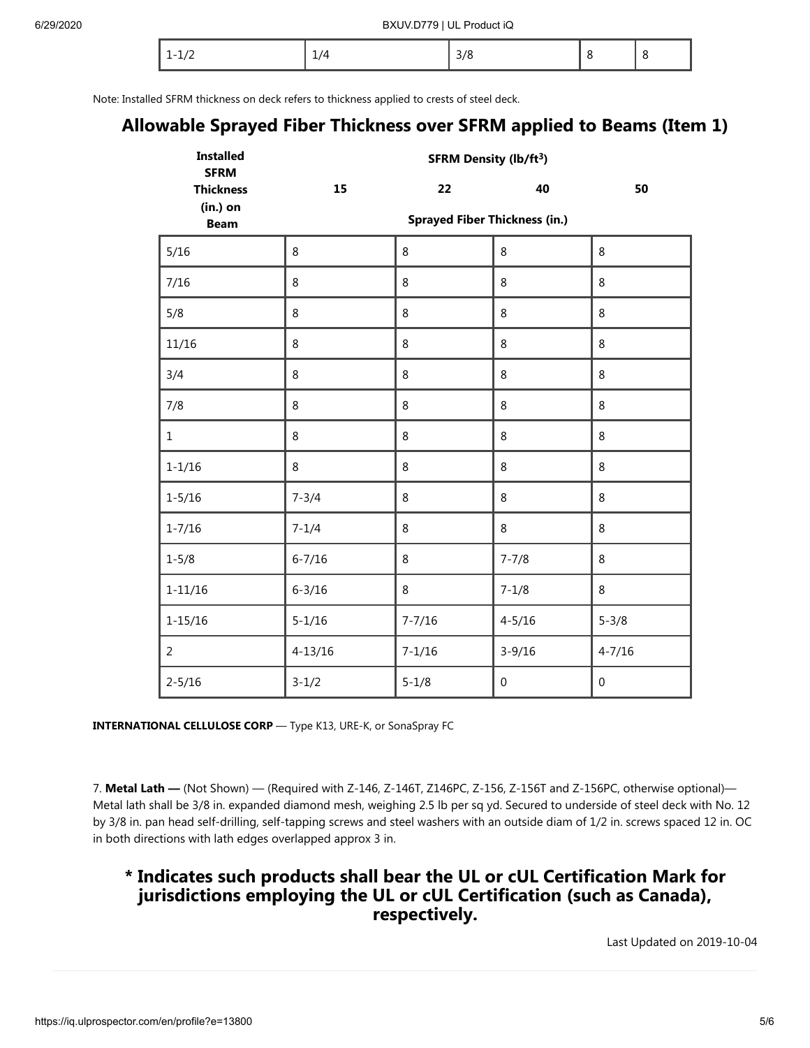| 1-1/2 | 1/4 | 3/8 | 8 | 8 |
|---|---|---|---|---|

Note: Installed SFRM thickness on deck refers to thickness applied to crests of steel deck.

## Allowable Sprayed Fiber Thickness over SFRM applied to Beams (Item 1)

| Installed SFRM Thickness (in.) on Beam | SFRM Density ($lb/ft^3$) | | | |
|---|---|---|---|---|
| | 15 | 22 | 40 | 50 |
| | Sprayed Fiber Thickness (in.) | | | |
| 5/16 | 8 | 8 | 8 | 8 |
| 7/16 | 8 | 8 | 8 | 8 |
| 5/8 | 8 | 8 | 8 | 8 |
| 11/16 | 8 | 8 | 8 | 8 |
| 3/4 | 8 | 8 | 8 | 8 |
| 7/8 | 8 | 8 | 8 | 8 |
| 1 | 8 | 8 | 8 | 8 |
| 1-1/16 | 8 | 8 | 8 | 8 |
| 1-5/16 | 7-3/4 | 8 | 8 | 8 |
| 1-7/16 | 7-1/4 | 8 | 8 | 8 |
| 1-5/8 | 6-7/16 | 8 | 7-7/8 | 8 |
| 1-11/16 | 6-3/16 | 8 | 7-1/8 | 8 |
| 1-15/16 | 5-1/16 | 7-7/16 | 4-5/16 | 5-3/8 |
| 2 | 4-13/16 | 7-1/16 | 3-9/16 | 4-7/16 |
| 2-5/16 | 3-1/2 | 5-1/8 | 0 | 0 |

**INTERNATIONAL CELLULOSE CORP** — Type K13, URE-K, or SonaSpray FC

7. **Metal Lath —** (Not Shown) — (Required with Z-146, Z-146T, Z146PC, Z-156, Z-156T and Z-156PC, otherwise optional)— Metal lath shall be 3/8 in. expanded diamond mesh, weighing 2.5 lb per sq yd. Secured to underside of steel deck with No. 12 by 3/8 in. pan head self-drilling, self-tapping screws and steel washers with an outside diam of 1/2 in. screws spaced 12 in. OC in both directions with lath edges overlapped approx 3 in.

## * Indicates such products shall bear the UL or cUL Certification Mark for jurisdictions employing the UL or cUL Certification (such as Canada), respectively.

Last Updated on 2019-10-04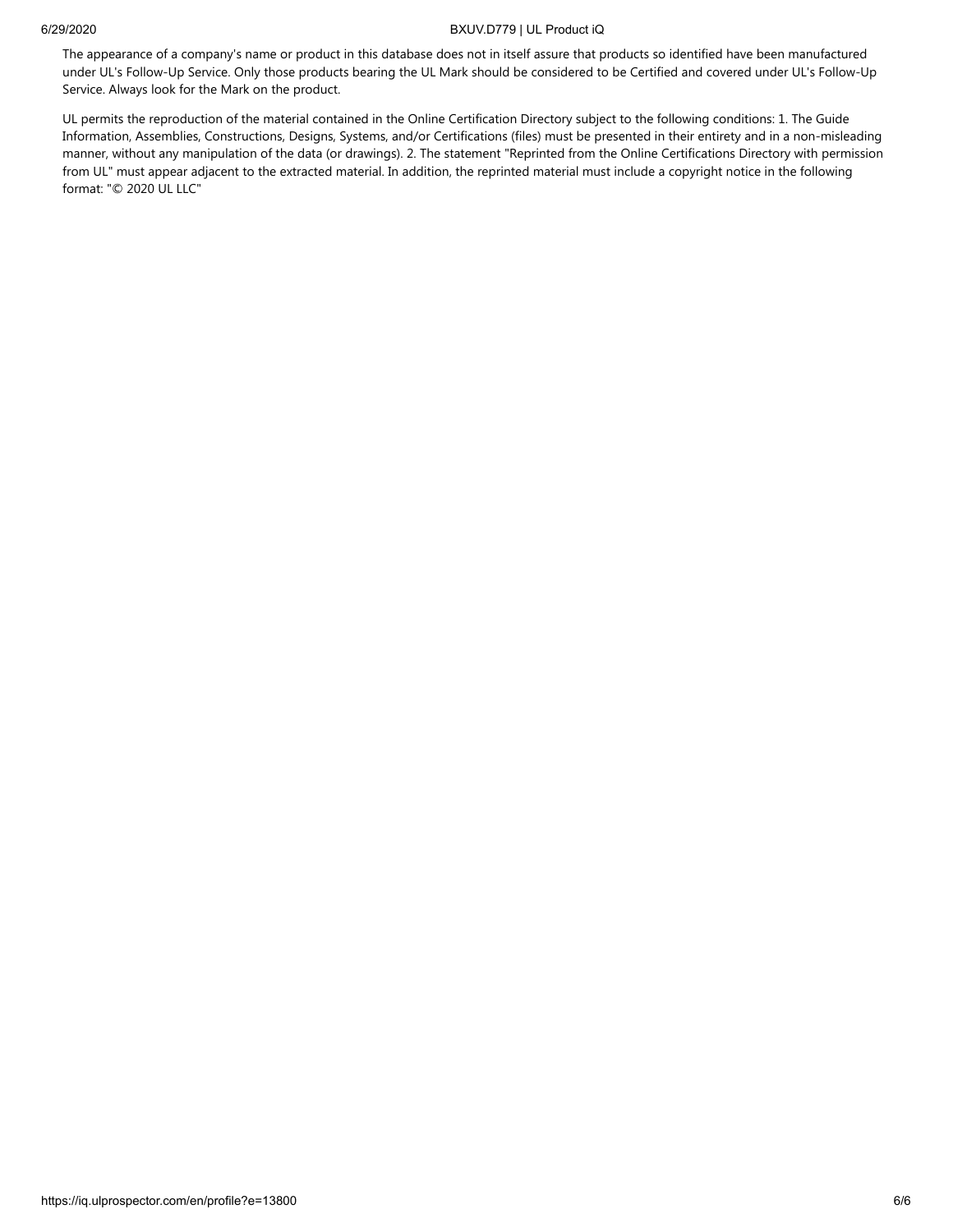The appearance of a company's name or product in this database does not in itself assure that products so identified have been manufactured under UL's Follow-Up Service. Only those products bearing the UL Mark should be considered to be Certified and covered under UL's Follow-Up Service. Always look for the Mark on the product.

UL permits the reproduction of the material contained in the Online Certification Directory subject to the following conditions: 1. The Guide Information, Assemblies, Constructions, Designs, Systems, and/or Certifications (files) must be presented in their entirety and in a non-misleading manner, without any manipulation of the data (or drawings). 2. The statement "Reprinted from the Online Certifications Directory with permission from UL" must appear adjacent to the extracted material. In addition, the reprinted material must include a copyright notice in the following format: "© 2020 UL LLC"